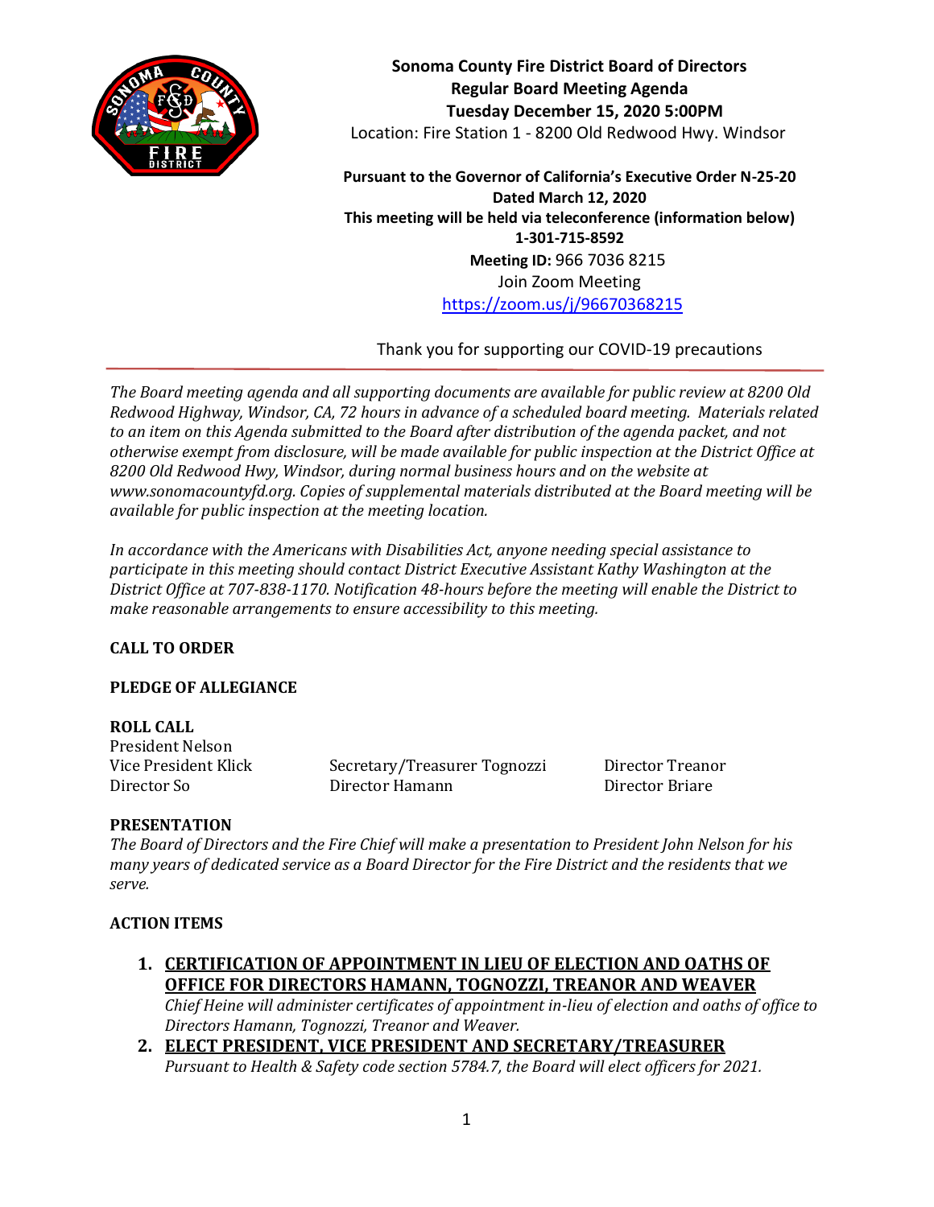**Sonoma County Fire District Board of Directors**
**Regular Board Meeting Agenda**
**Tuesday December 15, 2020 5:00PM**
Location: Fire Station 1 - 8200 Old Redwood Hwy. Windsor

**Pursuant to the Governor of California's Executive Order N-25-20**
**Dated March 12, 2020**
**This meeting will be held via teleconference (information below)**
**1-301-715-8592**
**Meeting ID:** 966 7036 8215
Join Zoom Meeting
https://zoom.us/j/96670368215

Thank you for supporting our COVID-19 precautions

---

*The Board meeting agenda and all supporting documents are available for public review at 8200 Old Redwood Highway, Windsor, CA, 72 hours in advance of a scheduled board meeting. Materials related to an item on this Agenda submitted to the Board after distribution of the agenda packet, and not otherwise exempt from disclosure, will be made available for public inspection at the District Office at 8200 Old Redwood Hwy, Windsor, during normal business hours and on the website at www.sonomacountyfd.org. Copies of supplemental materials distributed at the Board meeting will be available for public inspection at the meeting location.*

*In accordance with the Americans with Disabilities Act, anyone needing special assistance to participate in this meeting should contact District Executive Assistant Kathy Washington at the District Office at 707-838-1170. Notification 48-hours before the meeting will enable the District to make reasonable arrangements to ensure accessibility to this meeting.*

**CALL TO ORDER**

**PLEDGE OF ALLEGIANCE**

**ROLL CALL**

President Nelson
Vice President Klick
Director So
Secretary/Treasurer Tognozzi
Director Hamann
Director Treanor
Director Briare

**PRESENTATION**

*The Board of Directors and the Fire Chief will make a presentation to President John Nelson for his many years of dedicated service as a Board Director for the Fire District and the residents that we serve.*

**ACTION ITEMS**

1. **CERTIFICATION OF APPOINTMENT IN LIEU OF ELECTION AND OATHS OF OFFICE FOR DIRECTORS HAMANN, TOGNOZZI, TREANOR AND WEAVER**
   *Chief Heine will administer certificates of appointment in-lieu of election and oaths of office to Directors Hamann, Tognozzi, Treanor and Weaver.*
2. **ELECT PRESIDENT, VICE PRESIDENT AND SECRETARY/TREASURER**
   *Pursuant to Health & Safety code section 5784.7, the Board will elect officers for 2021.*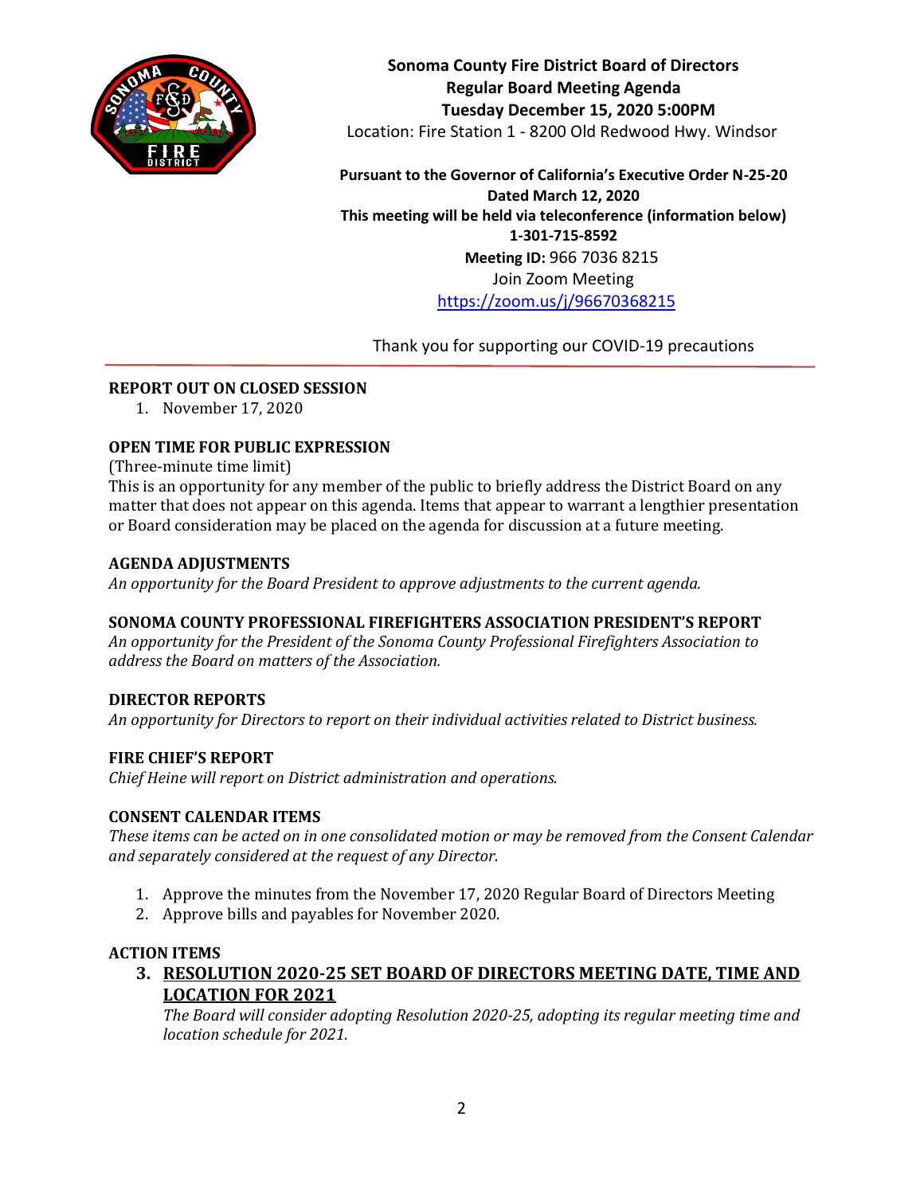**Sonoma County Fire District Board of Directors**
**Regular Board Meeting Agenda**
**Tuesday December 15, 2020 5:00PM**
Location: Fire Station 1 - 8200 Old Redwood Hwy. Windsor

**Pursuant to the Governor of California's Executive Order N-25-20**
**Dated March 12, 2020**
**This meeting will be held via teleconference (information below)**
**1-301-715-8592**
**Meeting ID:** 966 7036 8215
Join Zoom Meeting
https://zoom.us/j/96670368215

Thank you for supporting our COVID-19 precautions

---

**REPORT OUT ON CLOSED SESSION**

1. November 17, 2020

**OPEN TIME FOR PUBLIC EXPRESSION**

(Three-minute time limit)
This is an opportunity for any member of the public to briefly address the District Board on any matter that does not appear on this agenda. Items that appear to warrant a lengthier presentation or Board consideration may be placed on the agenda for discussion at a future meeting.

**AGENDA ADJUSTMENTS**

*An opportunity for the Board President to approve adjustments to the current agenda.*

**SONOMA COUNTY PROFESSIONAL FIREFIGHTERS ASSOCIATION PRESIDENT'S REPORT**

*An opportunity for the President of the Sonoma County Professional Firefighters Association to address the Board on matters of the Association.*

**DIRECTOR REPORTS**

*An opportunity for Directors to report on their individual activities related to District business.*

**FIRE CHIEF'S REPORT**

*Chief Heine will report on District administration and operations.*

**CONSENT CALENDAR ITEMS**

*These items can be acted on in one consolidated motion or may be removed from the Consent Calendar and separately considered at the request of any Director.*

1. Approve the minutes from the November 17, 2020 Regular Board of Directors Meeting
2. Approve bills and payables for November 2020.

**ACTION ITEMS**

3. **RESOLUTION 2020-25 SET BOARD OF DIRECTORS MEETING DATE, TIME AND LOCATION FOR 2021**

   *The Board will consider adopting Resolution 2020-25, adopting its regular meeting time and location schedule for 2021.*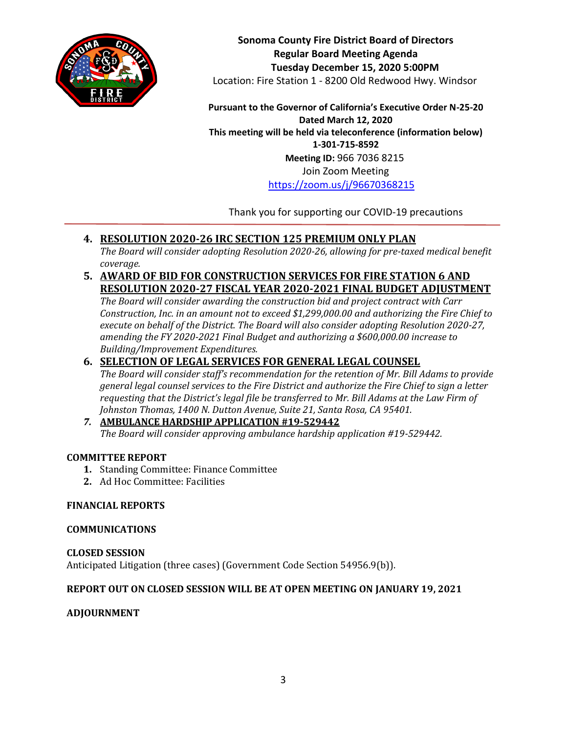**Sonoma County Fire District Board of Directors**
**Regular Board Meeting Agenda**
**Tuesday December 15, 2020 5:00PM**
Location: Fire Station 1 - 8200 Old Redwood Hwy. Windsor

**Pursuant to the Governor of California's Executive Order N-25-20**
**Dated March 12, 2020**
**This meeting will be held via teleconference (information below)**
**1-301-715-8592**
**Meeting ID:** 966 7036 8215
Join Zoom Meeting
https://zoom.us/j/96670368215

Thank you for supporting our COVID-19 precautions

4. **RESOLUTION 2020-26 IRC SECTION 125 PREMIUM ONLY PLAN**
   *The Board will consider adopting Resolution 2020-26, allowing for pre-taxed medical benefit coverage.*
5. **AWARD OF BID FOR CONSTRUCTION SERVICES FOR FIRE STATION 6 AND RESOLUTION 2020-27 FISCAL YEAR 2020-2021 FINAL BUDGET ADJUSTMENT**
   *The Board will consider awarding the construction bid and project contract with Carr Construction, Inc. in an amount not to exceed $1,299,000.00 and authorizing the Fire Chief to execute on behalf of the District. The Board will also consider adopting Resolution 2020-27, amending the FY 2020-2021 Final Budget and authorizing a $600,000.00 increase to Building/Improvement Expenditures.*
6. **SELECTION OF LEGAL SERVICES FOR GENERAL LEGAL COUNSEL**
   *The Board will consider staff's recommendation for the retention of Mr. Bill Adams to provide general legal counsel services to the Fire District and authorize the Fire Chief to sign a letter requesting that the District's legal file be transferred to Mr. Bill Adams at the Law Firm of Johnston Thomas, 1400 N. Dutton Avenue, Suite 21, Santa Rosa, CA 95401.*
7. **AMBULANCE HARDSHIP APPLICATION #19-529442**
   *The Board will consider approving ambulance hardship application #19-529442.*

**COMMITTEE REPORT**

1. Standing Committee: Finance Committee
2. Ad Hoc Committee: Facilities

**FINANCIAL REPORTS**

**COMMUNICATIONS**

**CLOSED SESSION**

Anticipated Litigation (three cases) (Government Code Section 54956.9(b)).

**REPORT OUT ON CLOSED SESSION WILL BE AT OPEN MEETING ON JANUARY 19, 2021**

**ADJOURNMENT**